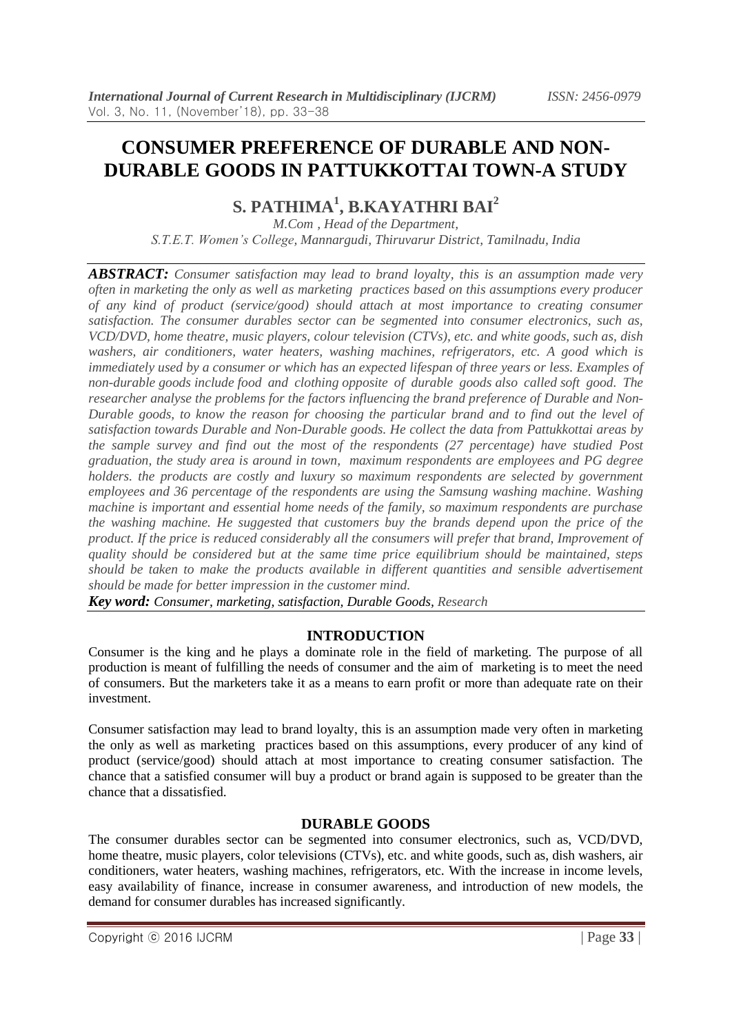# CONSUMER PREFERENCE OF DURABLE AND NON-DURABLE GOODS IN PATTUKKOTTAI TOWN-A STUDY

## S. PATHIMA[1], B.KAYATHRI BAI[2]

*M.Com , Head of the Department,*
*S.T.E.T. Women's College, Mannargudi, Thiruvarur District, Tamilnadu, India*

***ABSTRACT:*** *Consumer satisfaction may lead to brand loyalty, this is an assumption made very often in marketing the only as well as marketing practices based on this assumptions every producer of any kind of product (service/good) should attach at most importance to creating consumer satisfaction. The consumer durables sector can be segmented into consumer electronics, such as, VCD/DVD, home theatre, music players, colour television (CTVs), etc. and white goods, such as, dish washers, air conditioners, water heaters, washing machines, refrigerators, etc. A good which is immediately used by a consumer or which has an expected lifespan of three years or less. Examples of non-durable goods include food and clothing opposite of durable goods also called soft good. The researcher analyse the problems for the factors influencing the brand preference of Durable and Non-Durable goods, to know the reason for choosing the particular brand and to find out the level of satisfaction towards Durable and Non-Durable goods. He collect the data from Pattukkottai areas by the sample survey and find out the most of the respondents (27 percentage) have studied Post graduation, the study area is around in town, maximum respondents are employees and PG degree holders. the products are costly and luxury so maximum respondents are selected by government employees and 36 percentage of the respondents are using the Samsung washing machine. Washing machine is important and essential home needs of the family, so maximum respondents are purchase the washing machine. He suggested that customers buy the brands depend upon the price of the product. If the price is reduced considerably all the consumers will prefer that brand, Improvement of quality should be considered but at the same time price equilibrium should be maintained, steps should be taken to make the products available in different quantities and sensible advertisement should be made for better impression in the customer mind.*

***Key word:*** *Consumer, marketing, satisfaction, Durable Goods, Research*

## INTRODUCTION

Consumer is the king and he plays a dominate role in the field of marketing. The purpose of all production is meant of fulfilling the needs of consumer and the aim of marketing is to meet the need of consumers. But the marketers take it as a means to earn profit or more than adequate rate on their investment.

Consumer satisfaction may lead to brand loyalty, this is an assumption made very often in marketing the only as well as marketing practices based on this assumptions, every producer of any kind of product (service/good) should attach at most importance to creating consumer satisfaction. The chance that a satisfied consumer will buy a product or brand again is supposed to be greater than the chance that a dissatisfied.

## DURABLE GOODS

The consumer durables sector can be segmented into consumer electronics, such as, VCD/DVD, home theatre, music players, color televisions (CTVs), etc. and white goods, such as, dish washers, air conditioners, water heaters, washing machines, refrigerators, etc. With the increase in income levels, easy availability of finance, increase in consumer awareness, and introduction of new models, the demand for consumer durables has increased significantly.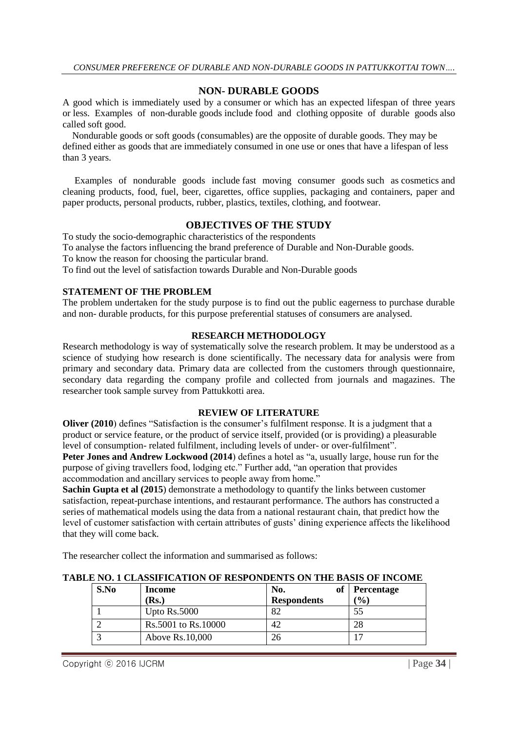## NON- DURABLE GOODS

A good which is immediately used by a consumer or which has an expected lifespan of three years or less. Examples of non-durable goods include food and clothing opposite of durable goods also called soft good.

Nondurable goods or soft goods (consumables) are the opposite of durable goods. They may be defined either as goods that are immediately consumed in one use or ones that have a lifespan of less than 3 years.

Examples of nondurable goods include fast moving consumer goods such as cosmetics and cleaning products, food, fuel, beer, cigarettes, office supplies, packaging and containers, paper and paper products, personal products, rubber, plastics, textiles, clothing, and footwear.

## OBJECTIVES OF THE STUDY

To study the socio-demographic characteristics of the respondents

To analyse the factors influencing the brand preference of Durable and Non-Durable goods.

To know the reason for choosing the particular brand.

To find out the level of satisfaction towards Durable and Non-Durable goods

### STATEMENT OF THE PROBLEM

The problem undertaken for the study purpose is to find out the public eagerness to purchase durable and non- durable products, for this purpose preferential statuses of consumers are analysed.

### RESEARCH METHODOLOGY

Research methodology is way of systematically solve the research problem. It may be understood as a science of studying how research is done scientifically. The necessary data for analysis were from primary and secondary data. Primary data are collected from the customers through questionnaire, secondary data regarding the company profile and collected from journals and magazines. The researcher took sample survey from Pattukkotti area.

### REVIEW OF LITERATURE

**Oliver (2010**) defines "Satisfaction is the consumer's fulfilment response. It is a judgment that a product or service feature, or the product of service itself, provided (or is providing) a pleasurable level of consumption- related fulfilment, including levels of under- or over-fulfilment".

**Peter Jones and Andrew Lockwood (2014**) defines a hotel as "a, usually large, house run for the purpose of giving travellers food, lodging etc." Further add, "an operation that provides accommodation and ancillary services to people away from home."

**Sachin Gupta et al (2015**) demonstrate a methodology to quantify the links between customer satisfaction, repeat-purchase intentions, and restaurant performance. The authors has constructed a series of mathematical models using the data from a national restaurant chain, that predict how the level of customer satisfaction with certain attributes of gusts' dining experience affects the likelihood that they will come back.

The researcher collect the information and summarised as follows:

**TABLE NO. 1 CLASSIFICATION OF RESPONDENTS ON THE BASIS OF INCOME**

| S.No | Income (Rs.) | No. of Respondents | Percentage (%) |
|---|---|---|---|
| 1 | Upto Rs.5000 | 82 | 55 |
| 2 | Rs.5001 to Rs.10000 | 42 | 28 |
| 3 | Above Rs.10,000 | 26 | 17 |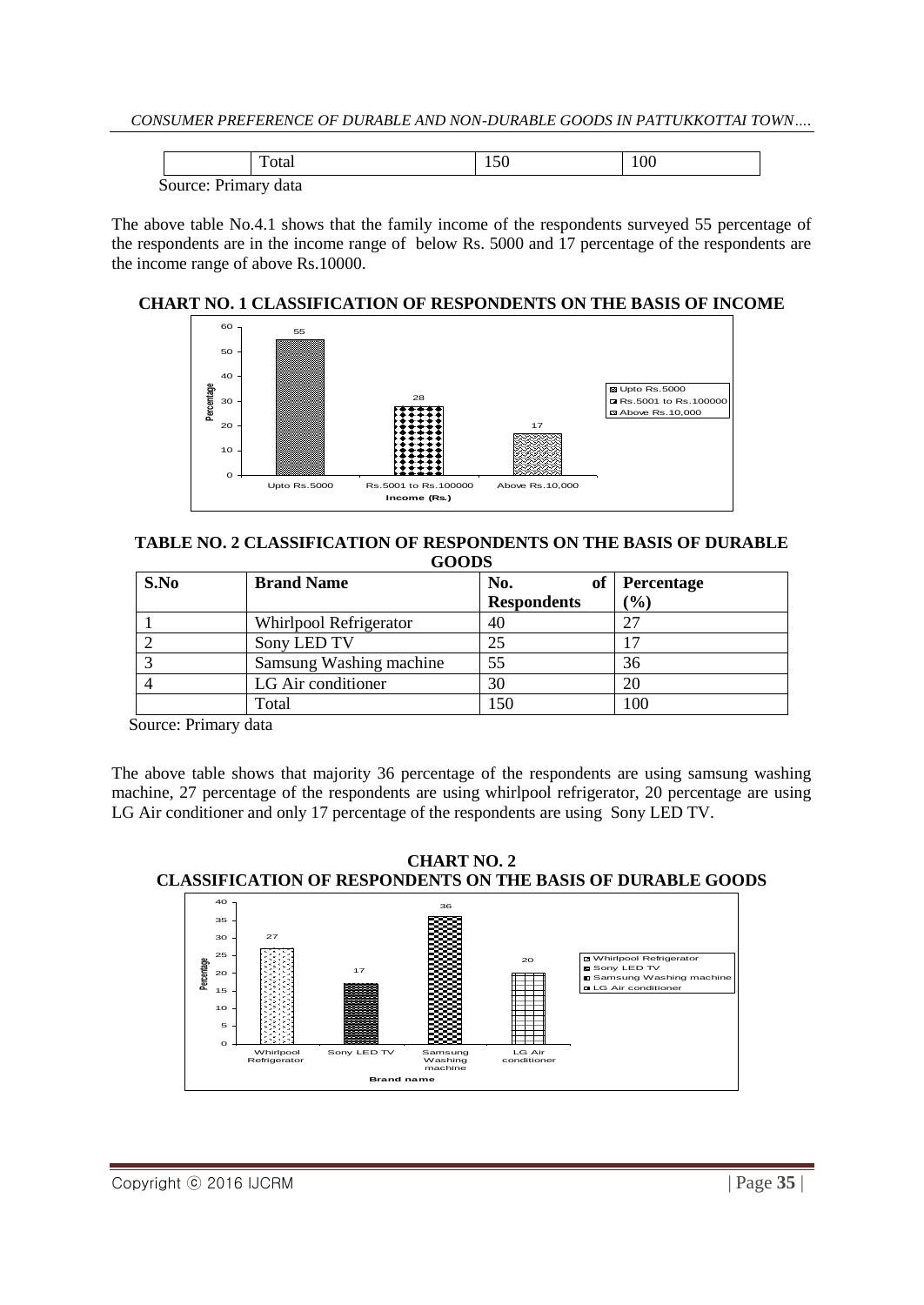|  | Total | 150 | 100 |
|---|---|---|---|

Source: Primary data

The above table No.4.1 shows that the family income of the respondents surveyed 55 percentage of the respondents are in the income range of below Rs. 5000 and 17 percentage of the respondents are the income range of above Rs.10000.

**CHART NO. 1 CLASSIFICATION OF RESPONDENTS ON THE BASIS OF INCOME**

| Income (Rs.) | Percentage |
|---|---|
| Upto Rs.5000 | 55 |
| Rs.5001 to Rs.100000 | 28 |
| Above Rs.10,000 | 17 |

**TABLE NO. 2 CLASSIFICATION OF RESPONDENTS ON THE BASIS OF DURABLE GOODS**

| S.No | Brand Name | No. of Respondents | Percentage (%) |
|---|---|---|---|
| 1 | Whirlpool Refrigerator | 40 | 27 |
| 2 | Sony LED TV | 25 | 17 |
| 3 | Samsung Washing machine | 55 | 36 |
| 4 | LG Air conditioner | 30 | 20 |
|  | Total | 150 | 100 |

Source: Primary data

The above table shows that majority 36 percentage of the respondents are using samsung washing machine, 27 percentage of the respondents are using whirlpool refrigerator, 20 percentage are using LG Air conditioner and only 17 percentage of the respondents are using Sony LED TV.

**CHART NO. 2**
**CLASSIFICATION OF RESPONDENTS ON THE BASIS OF DURABLE GOODS**

| Brand name | Percentage |
|---|---|
| Whirlpool Refrigerator | 27 |
| Sony LED TV | 17 |
| Samsung Washing machine | 36 |
| LG Air conditioner | 20 |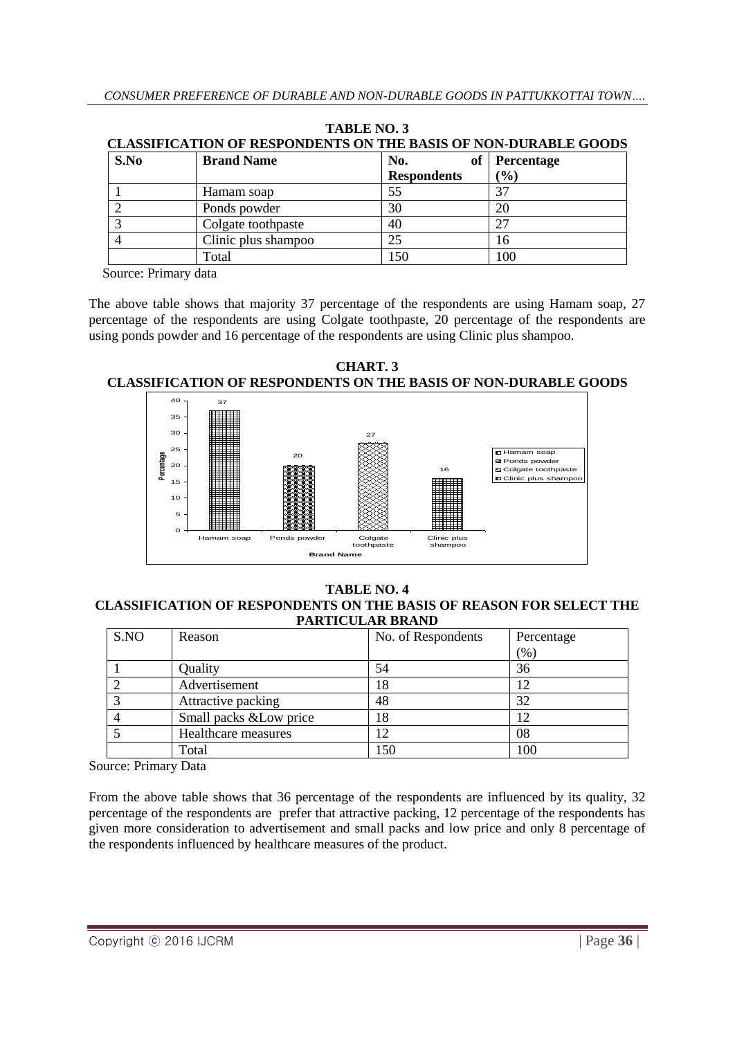**TABLE NO. 3**
**CLASSIFICATION OF RESPONDENTS ON THE BASIS OF NON-DURABLE GOODS**

| S.No | Brand Name | No. of Respondents | Percentage (%) |
|---|---|---|---|
| 1 | Hamam soap | 55 | 37 |
| 2 | Ponds powder | 30 | 20 |
| 3 | Colgate toothpaste | 40 | 27 |
| 4 | Clinic plus shampoo | 25 | 16 |
| | Total | 150 | 100 |

Source: Primary data

The above table shows that majority 37 percentage of the respondents are using Hamam soap, 27 percentage of the respondents are using Colgate toothpaste, 20 percentage of the respondents are using ponds powder and 16 percentage of the respondents are using Clinic plus shampoo.

**CHART. 3**
**CLASSIFICATION OF RESPONDENTS ON THE BASIS OF NON-DURABLE GOODS**

**TABLE NO. 4**
**CLASSIFICATION OF RESPONDENTS ON THE BASIS OF REASON FOR SELECT THE PARTICULAR BRAND**

| S.NO | Reason | No. of Respondents | Percentage (%) |
|---|---|---|---|
| 1 | Quality | 54 | 36 |
| 2 | Advertisement | 18 | 12 |
| 3 | Attractive packing | 48 | 32 |
| 4 | Small packs &Low price | 18 | 12 |
| 5 | Healthcare measures | 12 | 08 |
| | Total | 150 | 100 |

Source: Primary Data

From the above table shows that 36 percentage of the respondents are influenced by its quality, 32 percentage of the respondents are prefer that attractive packing, 12 percentage of the respondents has given more consideration to advertisement and small packs and low price and only 8 percentage of the respondents influenced by healthcare measures of the product.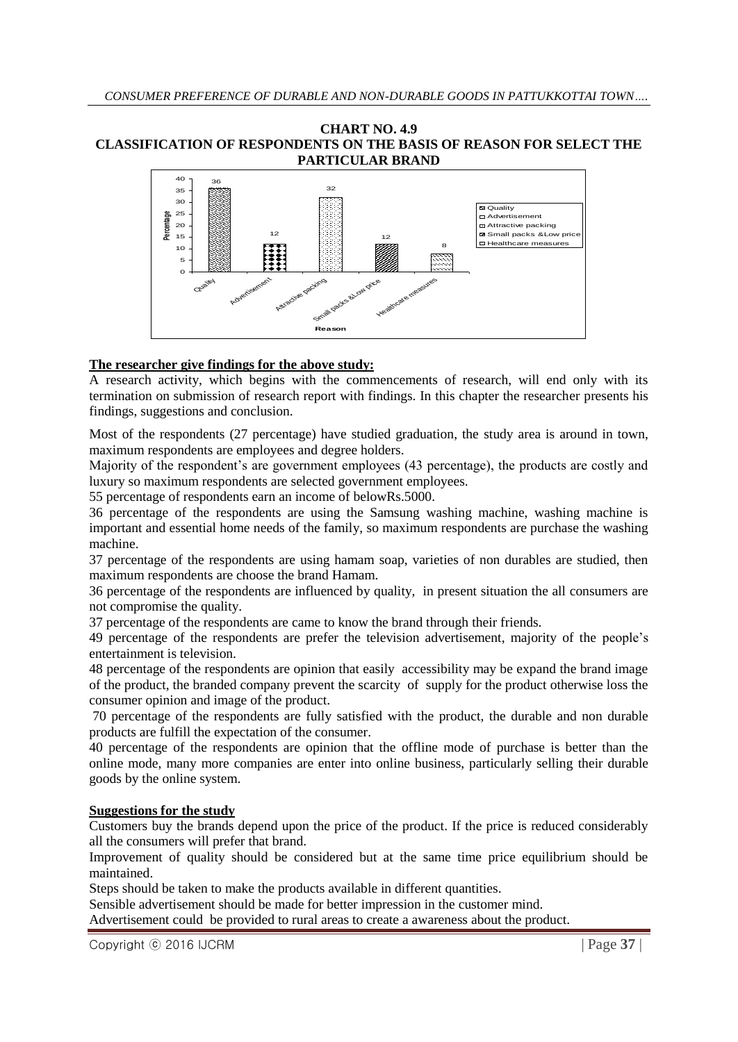**CHART NO. 4.9**
**CLASSIFICATION OF RESPONDENTS ON THE BASIS OF REASON FOR SELECT THE PARTICULAR BRAND**

| Reason | Percentage |
|---|---|
| Quality | 36 |
| Advertisement | 12 |
| Attractive packing | 32 |
| Small packs &Low price | 12 |
| Healthcare measures | 8 |

**The researcher give findings for the above study:**

A research activity, which begins with the commencements of research, will end only with its termination on submission of research report with findings. In this chapter the researcher presents his findings, suggestions and conclusion.

Most of the respondents (27 percentage) have studied graduation, the study area is around in town, maximum respondents are employees and degree holders.

Majority of the respondent's are government employees (43 percentage), the products are costly and luxury so maximum respondents are selected government employees.

55 percentage of respondents earn an income of belowRs.5000.

36 percentage of the respondents are using the Samsung washing machine, washing machine is important and essential home needs of the family, so maximum respondents are purchase the washing machine.

37 percentage of the respondents are using hamam soap, varieties of non durables are studied, then maximum respondents are choose the brand Hamam.

36 percentage of the respondents are influenced by quality, in present situation the all consumers are not compromise the quality.

37 percentage of the respondents are came to know the brand through their friends.

49 percentage of the respondents are prefer the television advertisement, majority of the people's entertainment is television.

48 percentage of the respondents are opinion that easily accessibility may be expand the brand image of the product, the branded company prevent the scarcity of supply for the product otherwise loss the consumer opinion and image of the product.

70 percentage of the respondents are fully satisfied with the product, the durable and non durable products are fulfill the expectation of the consumer.

40 percentage of the respondents are opinion that the offline mode of purchase is better than the online mode, many more companies are enter into online business, particularly selling their durable goods by the online system.

**Suggestions for the study**

Customers buy the brands depend upon the price of the product. If the price is reduced considerably all the consumers will prefer that brand.

Improvement of quality should be considered but at the same time price equilibrium should be maintained.

Steps should be taken to make the products available in different quantities.

Sensible advertisement should be made for better impression in the customer mind.

Advertisement could be provided to rural areas to create a awareness about the product.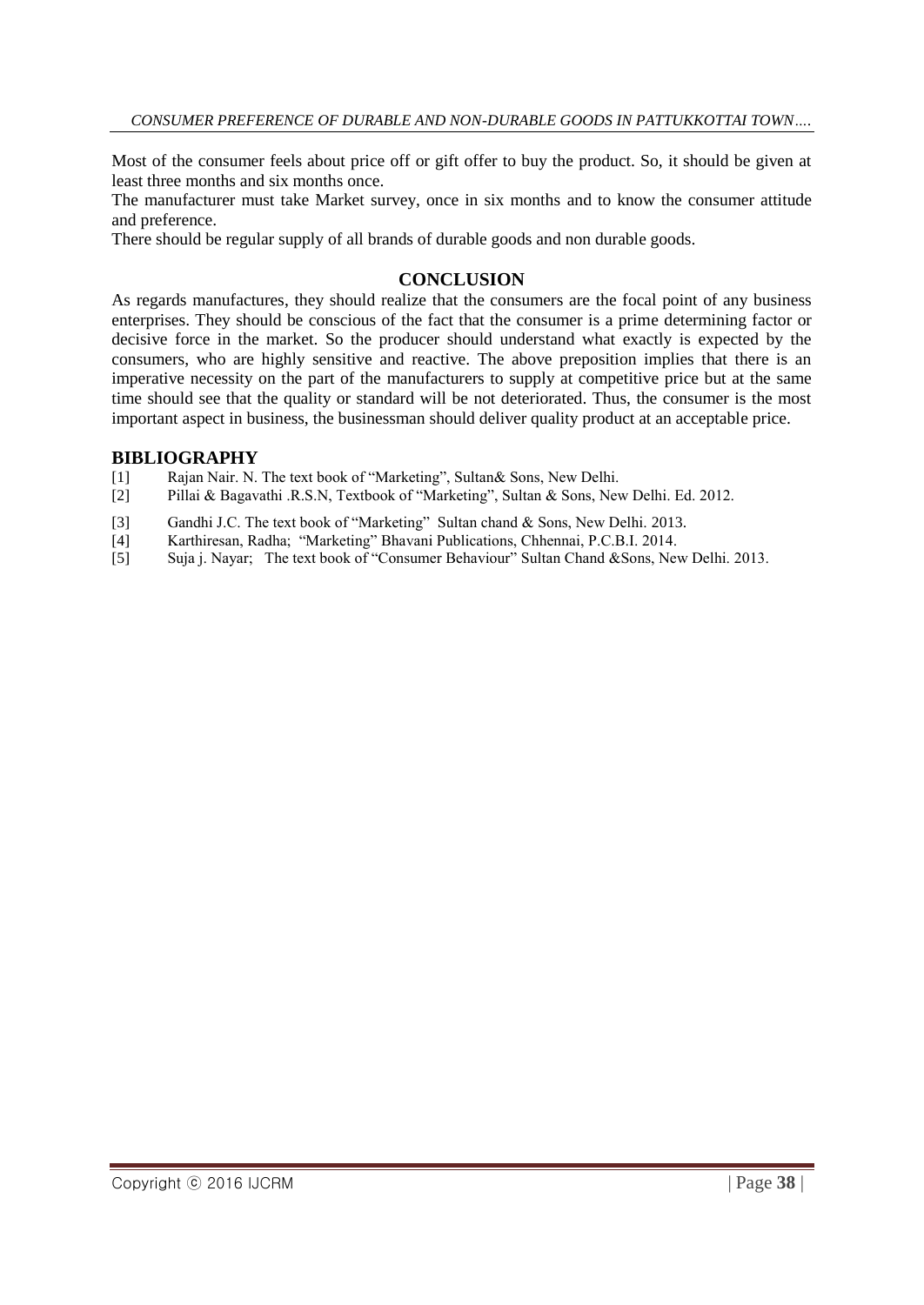Most of the consumer feels about price off or gift offer to buy the product. So, it should be given at least three months and six months once.

The manufacturer must take Market survey, once in six months and to know the consumer attitude and preference.

There should be regular supply of all brands of durable goods and non durable goods.

## CONCLUSION

As regards manufactures, they should realize that the consumers are the focal point of any business enterprises. They should be conscious of the fact that the consumer is a prime determining factor or decisive force in the market. So the producer should understand what exactly is expected by the consumers, who are highly sensitive and reactive. The above preposition implies that there is an imperative necessity on the part of the manufacturers to supply at competitive price but at the same time should see that the quality or standard will be not deteriorated. Thus, the consumer is the most important aspect in business, the businessman should deliver quality product at an acceptable price.

## BIBLIOGRAPHY

[1] Rajan Nair. N. The text book of "Marketing", Sultan& Sons, New Delhi.

[2] Pillai & Bagavathi .R.S.N, Textbook of "Marketing", Sultan & Sons, New Delhi. Ed. 2012.

[3] Gandhi J.C. The text book of "Marketing" Sultan chand & Sons, New Delhi. 2013.

[4] Karthiresan, Radha; "Marketing" Bhavani Publications, Chhennai, P.C.B.I. 2014.

[5] Suja j. Nayar; The text book of "Consumer Behaviour" Sultan Chand &Sons, New Delhi. 2013.